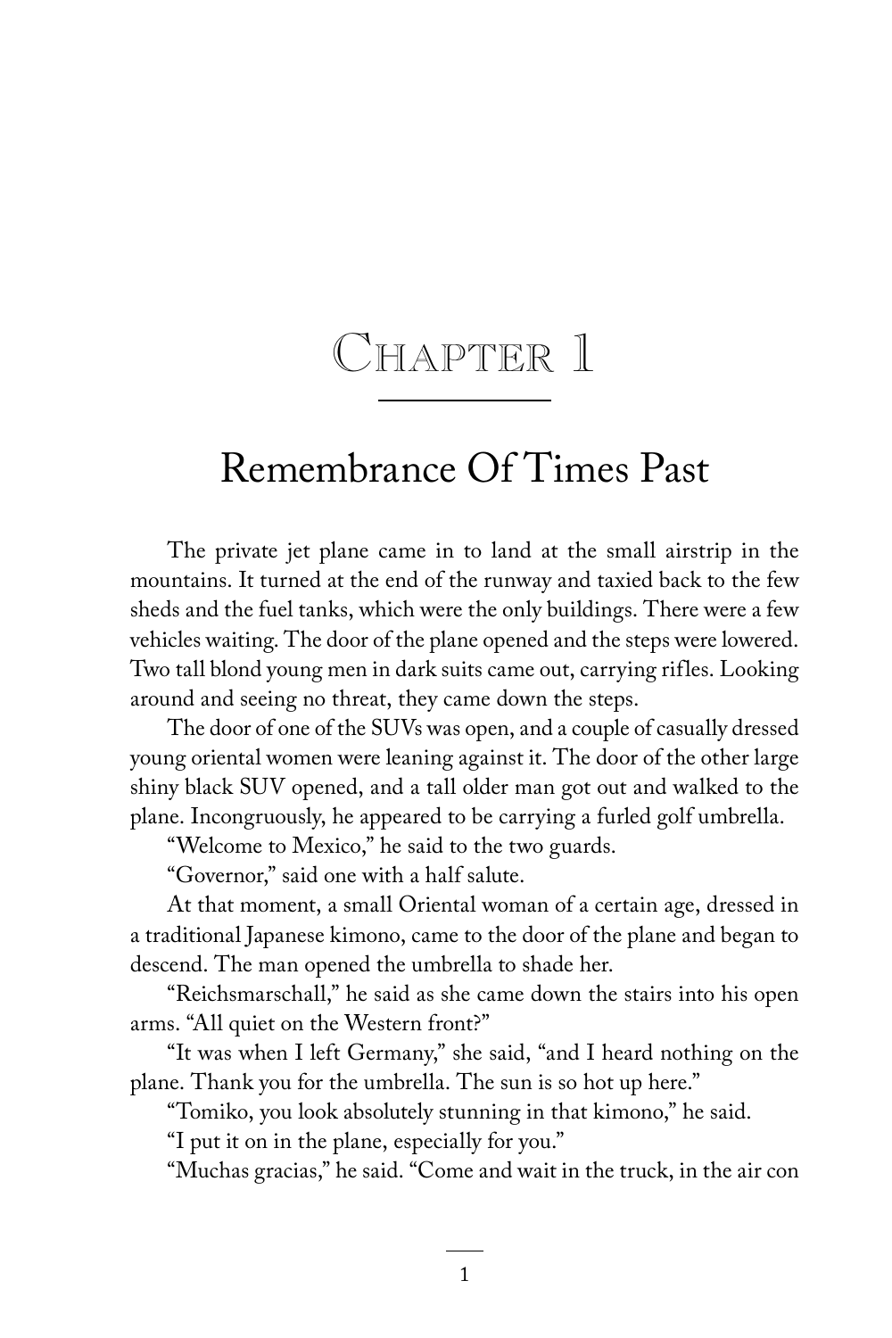# Chapter 1

## Remembrance Of Times Past

The private jet plane came in to land at the small airstrip in the mountains. It turned at the end of the runway and taxied back to the few sheds and the fuel tanks, which were the only buildings. There were a few vehicles waiting. The door of the plane opened and the steps were lowered. Two tall blond young men in dark suits came out, carrying rifles. Looking around and seeing no threat, they came down the steps.

The door of one of the SUVs was open, and a couple of casually dressed young oriental women were leaning against it. The door of the other large shiny black SUV opened, and a tall older man got out and walked to the plane. Incongruously, he appeared to be carrying a furled golf umbrella.

"Welcome to Mexico," he said to the two guards.

"Governor," said one with a half salute.

At that moment, a small Oriental woman of a certain age, dressed in a traditional Japanese kimono, came to the door of the plane and began to descend. The man opened the umbrella to shade her.

"Reichsmarschall," he said as she came down the stairs into his open arms. "All quiet on the Western front?"

"It was when I left Germany," she said, "and I heard nothing on the plane. Thank you for the umbrella. The sun is so hot up here."

"Tomiko, you look absolutely stunning in that kimono," he said.

"I put it on in the plane, especially for you."

"Muchas gracias," he said. "Come and wait in the truck, in the air con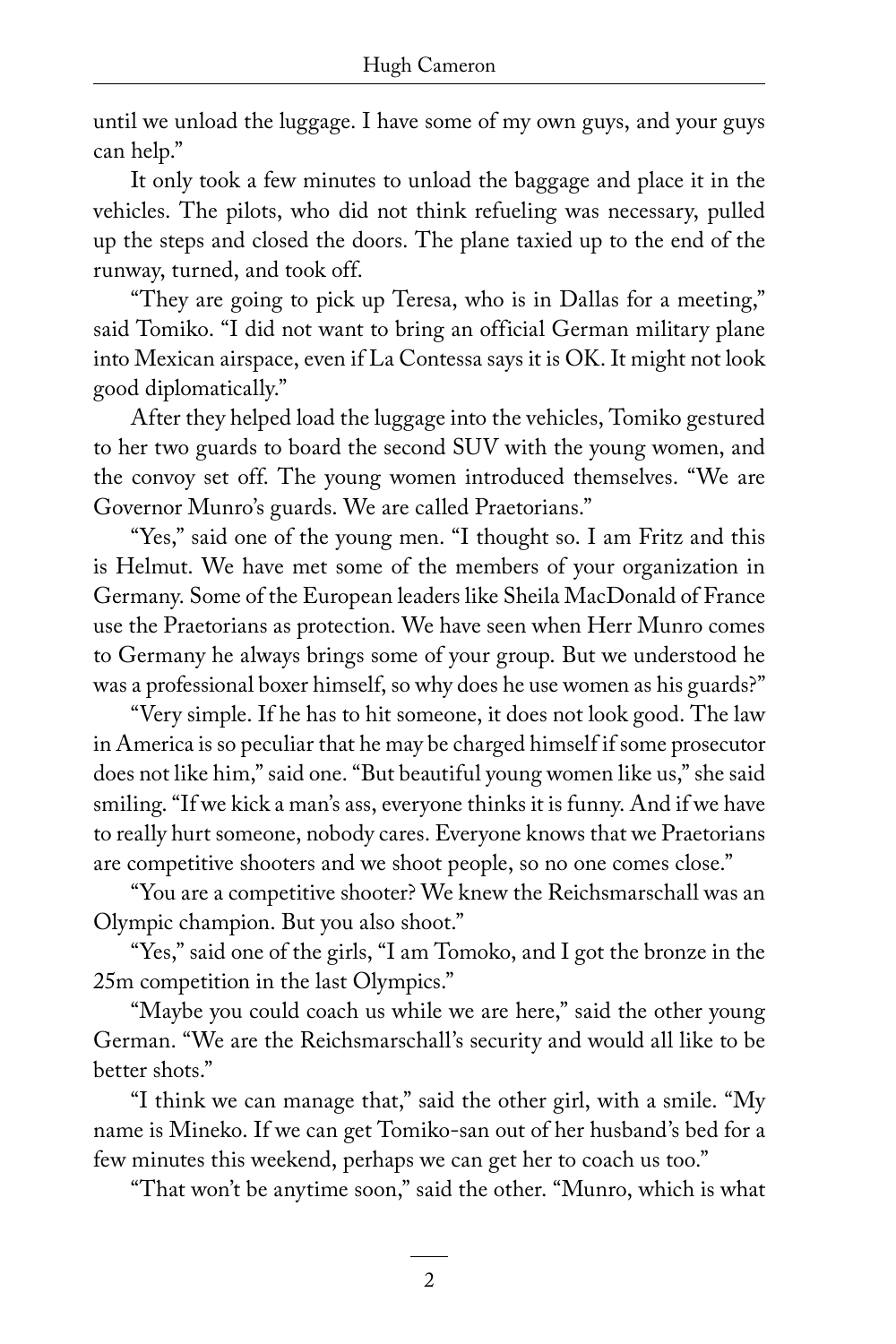until we unload the luggage. I have some of my own guys, and your guys can help."

It only took a few minutes to unload the baggage and place it in the vehicles. The pilots, who did not think refueling was necessary, pulled up the steps and closed the doors. The plane taxied up to the end of the runway, turned, and took off.

"They are going to pick up Teresa, who is in Dallas for a meeting," said Tomiko. "I did not want to bring an official German military plane into Mexican airspace, even if La Contessa says it is OK. It might not look good diplomatically."

After they helped load the luggage into the vehicles, Tomiko gestured to her two guards to board the second SUV with the young women, and the convoy set off. The young women introduced themselves. "We are Governor Munro's guards. We are called Praetorians."

"Yes," said one of the young men. "I thought so. I am Fritz and this is Helmut. We have met some of the members of your organization in Germany. Some of the European leaders like Sheila MacDonald of France use the Praetorians as protection. We have seen when Herr Munro comes to Germany he always brings some of your group. But we understood he was a professional boxer himself, so why does he use women as his guards?"

"Very simple. If he has to hit someone, it does not look good. The law in America is so peculiar that he may be charged himself if some prosecutor does not like him," said one. "But beautiful young women like us," she said smiling. "If we kick a man's ass, everyone thinks it is funny. And if we have to really hurt someone, nobody cares. Everyone knows that we Praetorians are competitive shooters and we shoot people, so no one comes close."

"You are a competitive shooter? We knew the Reichsmarschall was an Olympic champion. But you also shoot."

"Yes," said one of the girls, "I am Tomoko, and I got the bronze in the 25m competition in the last Olympics."

"Maybe you could coach us while we are here," said the other young German. "We are the Reichsmarschall's security and would all like to be better shots."

"I think we can manage that," said the other girl, with a smile. "My name is Mineko. If we can get Tomiko-san out of her husband's bed for a few minutes this weekend, perhaps we can get her to coach us too."

"That won't be anytime soon," said the other. "Munro, which is what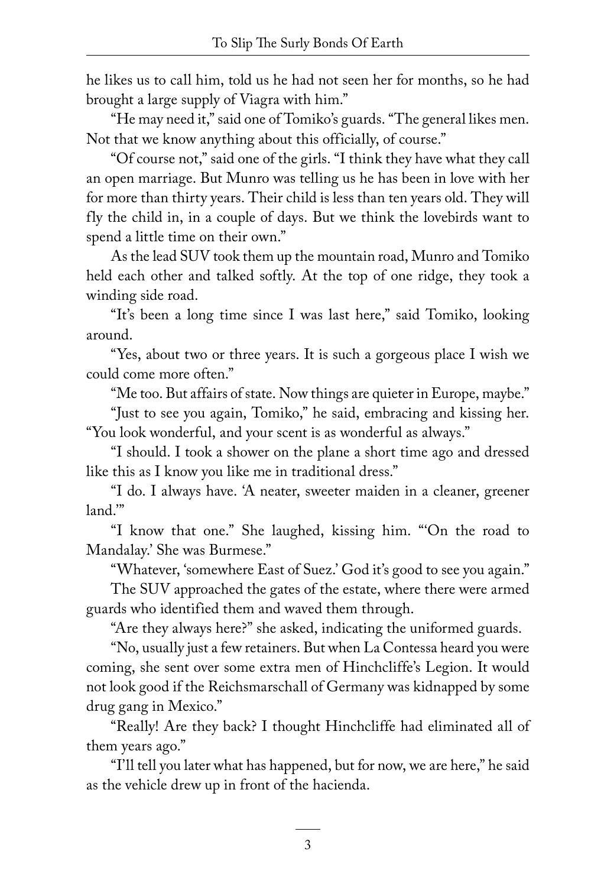he likes us to call him, told us he had not seen her for months, so he had brought a large supply of Viagra with him."

"He may need it," said one of Tomiko's guards. "The general likes men. Not that we know anything about this officially, of course."

"Of course not," said one of the girls. "I think they have what they call an open marriage. But Munro was telling us he has been in love with her for more than thirty years. Their child is less than ten years old. They will fly the child in, in a couple of days. But we think the lovebirds want to spend a little time on their own."

As the lead SUV took them up the mountain road, Munro and Tomiko held each other and talked softly. At the top of one ridge, they took a winding side road.

"It's been a long time since I was last here," said Tomiko, looking around.

"Yes, about two or three years. It is such a gorgeous place I wish we could come more often."

"Me too. But affairs of state. Now things are quieter in Europe, maybe."

"Just to see you again, Tomiko," he said, embracing and kissing her. "You look wonderful, and your scent is as wonderful as always."

"I should. I took a shower on the plane a short time ago and dressed like this as I know you like me in traditional dress."

"I do. I always have. 'A neater, sweeter maiden in a cleaner, greener land.'"

"I know that one." She laughed, kissing him. "'On the road to Mandalay.' She was Burmese."

"Whatever, 'somewhere East of Suez.' God it's good to see you again."

The SUV approached the gates of the estate, where there were armed guards who identified them and waved them through.

"Are they always here?" she asked, indicating the uniformed guards.

"No, usually just a few retainers. But when La Contessa heard you were coming, she sent over some extra men of Hinchcliffe's Legion. It would not look good if the Reichsmarschall of Germany was kidnapped by some drug gang in Mexico."

"Really! Are they back? I thought Hinchcliffe had eliminated all of them years ago."

"I'll tell you later what has happened, but for now, we are here," he said as the vehicle drew up in front of the hacienda.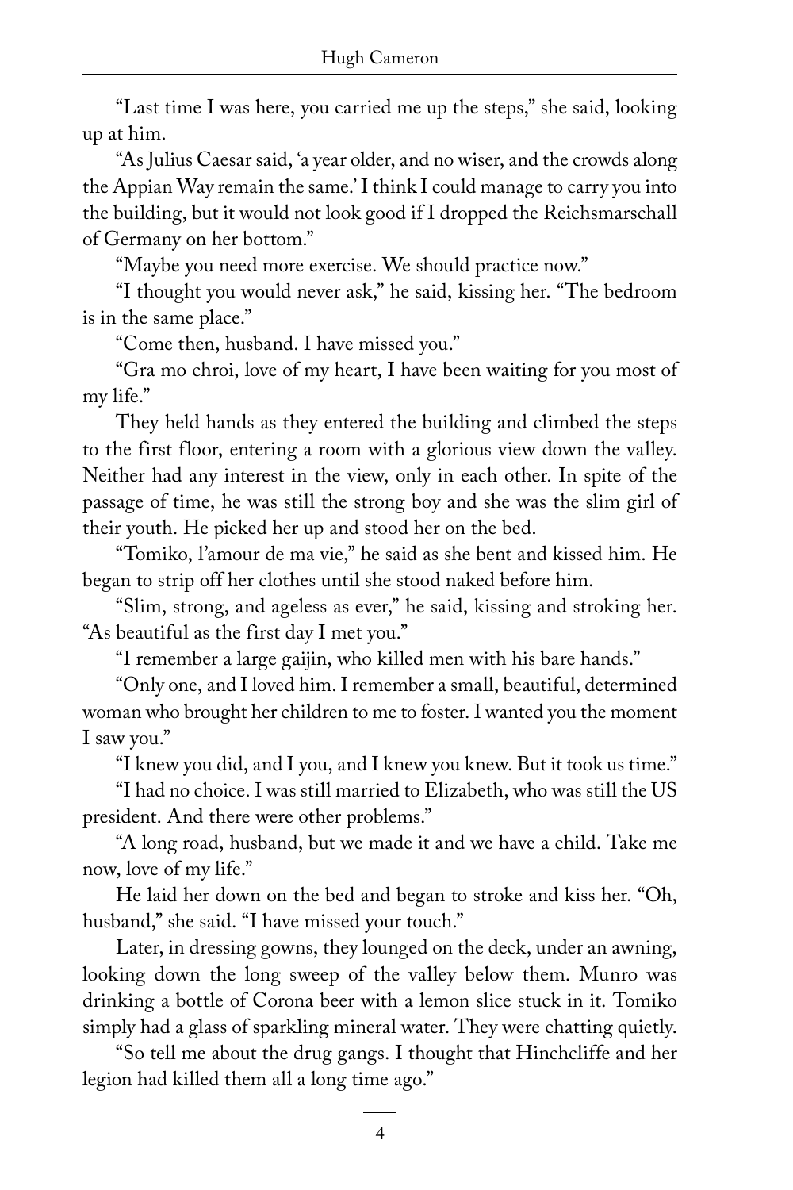"Last time I was here, you carried me up the steps," she said, looking up at him.

"As Julius Caesar said, 'a year older, and no wiser, and the crowds along the Appian Way remain the same.' I think I could manage to carry you into the building, but it would not look good if I dropped the Reichsmarschall of Germany on her bottom."

"Maybe you need more exercise. We should practice now."

"I thought you would never ask," he said, kissing her. "The bedroom is in the same place."

"Come then, husband. I have missed you."

"Gra mo chroi, love of my heart, I have been waiting for you most of my life."

They held hands as they entered the building and climbed the steps to the first floor, entering a room with a glorious view down the valley. Neither had any interest in the view, only in each other. In spite of the passage of time, he was still the strong boy and she was the slim girl of their youth. He picked her up and stood her on the bed.

"Tomiko, l'amour de ma vie," he said as she bent and kissed him. He began to strip off her clothes until she stood naked before him.

"Slim, strong, and ageless as ever," he said, kissing and stroking her. "As beautiful as the first day I met you."

"I remember a large gaijin, who killed men with his bare hands."

"Only one, and I loved him. I remember a small, beautiful, determined woman who brought her children to me to foster. I wanted you the moment I saw you."

"I knew you did, and I you, and I knew you knew. But it took us time."

"I had no choice. I was still married to Elizabeth, who was still the US president. And there were other problems."

"A long road, husband, but we made it and we have a child. Take me now, love of my life."

He laid her down on the bed and began to stroke and kiss her. "Oh, husband," she said. "I have missed your touch."

Later, in dressing gowns, they lounged on the deck, under an awning, looking down the long sweep of the valley below them. Munro was drinking a bottle of Corona beer with a lemon slice stuck in it. Tomiko simply had a glass of sparkling mineral water. They were chatting quietly.

"So tell me about the drug gangs. I thought that Hinchcliffe and her legion had killed them all a long time ago."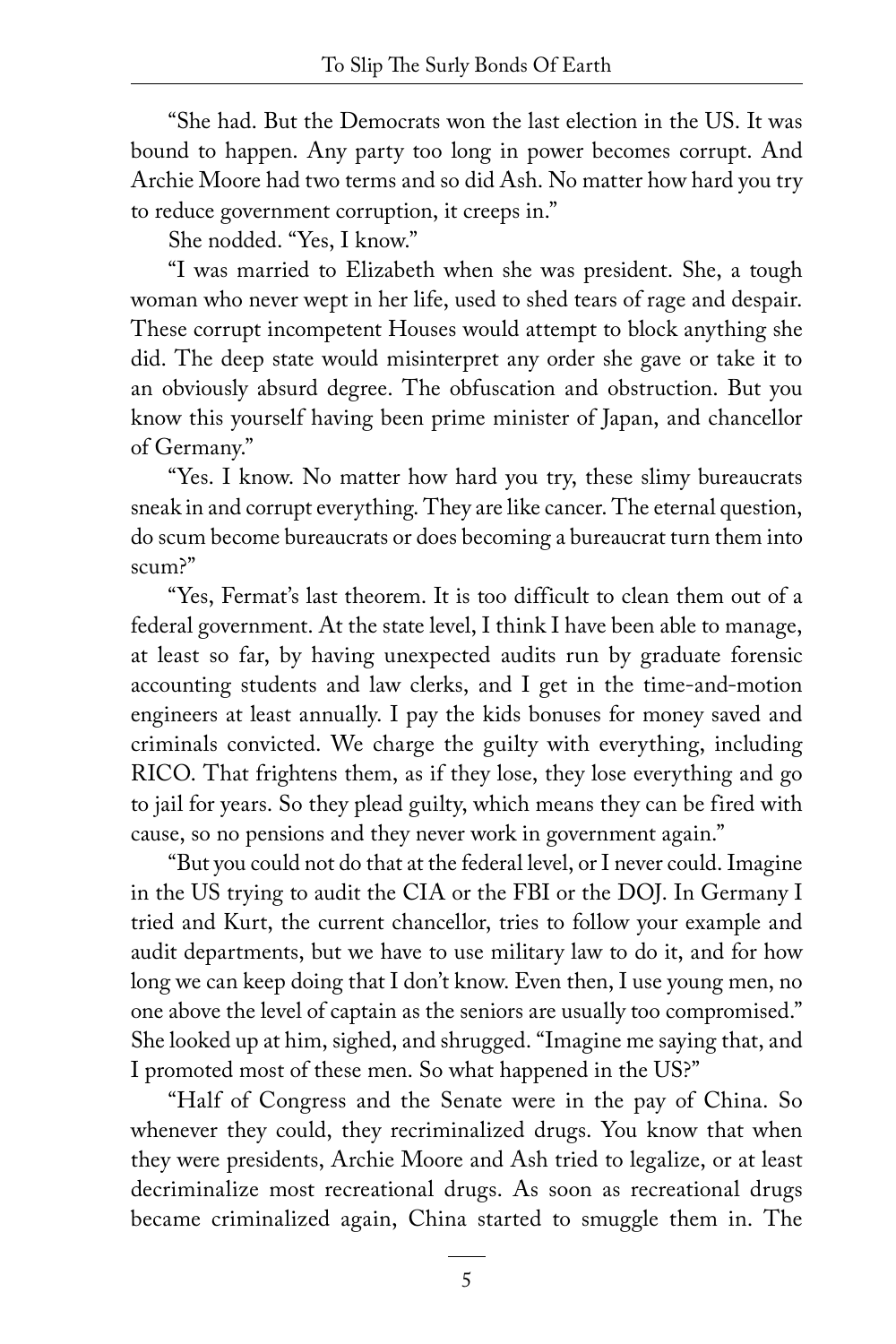"She had. But the Democrats won the last election in the US. It was bound to happen. Any party too long in power becomes corrupt. And Archie Moore had two terms and so did Ash. No matter how hard you try to reduce government corruption, it creeps in."

She nodded. "Yes, I know."

"I was married to Elizabeth when she was president. She, a tough woman who never wept in her life, used to shed tears of rage and despair. These corrupt incompetent Houses would attempt to block anything she did. The deep state would misinterpret any order she gave or take it to an obviously absurd degree. The obfuscation and obstruction. But you know this yourself having been prime minister of Japan, and chancellor of Germany."

"Yes. I know. No matter how hard you try, these slimy bureaucrats sneak in and corrupt everything. They are like cancer. The eternal question, do scum become bureaucrats or does becoming a bureaucrat turn them into scum?"

"Yes, Fermat's last theorem. It is too difficult to clean them out of a federal government. At the state level, I think I have been able to manage, at least so far, by having unexpected audits run by graduate forensic accounting students and law clerks, and I get in the time-and-motion engineers at least annually. I pay the kids bonuses for money saved and criminals convicted. We charge the guilty with everything, including RICO. That frightens them, as if they lose, they lose everything and go to jail for years. So they plead guilty, which means they can be fired with cause, so no pensions and they never work in government again."

"But you could not do that at the federal level, or I never could. Imagine in the US trying to audit the CIA or the FBI or the DOJ. In Germany I tried and Kurt, the current chancellor, tries to follow your example and audit departments, but we have to use military law to do it, and for how long we can keep doing that I don't know. Even then, I use young men, no one above the level of captain as the seniors are usually too compromised." She looked up at him, sighed, and shrugged. "Imagine me saying that, and I promoted most of these men. So what happened in the US?"

"Half of Congress and the Senate were in the pay of China. So whenever they could, they recriminalized drugs. You know that when they were presidents, Archie Moore and Ash tried to legalize, or at least decriminalize most recreational drugs. As soon as recreational drugs became criminalized again, China started to smuggle them in. The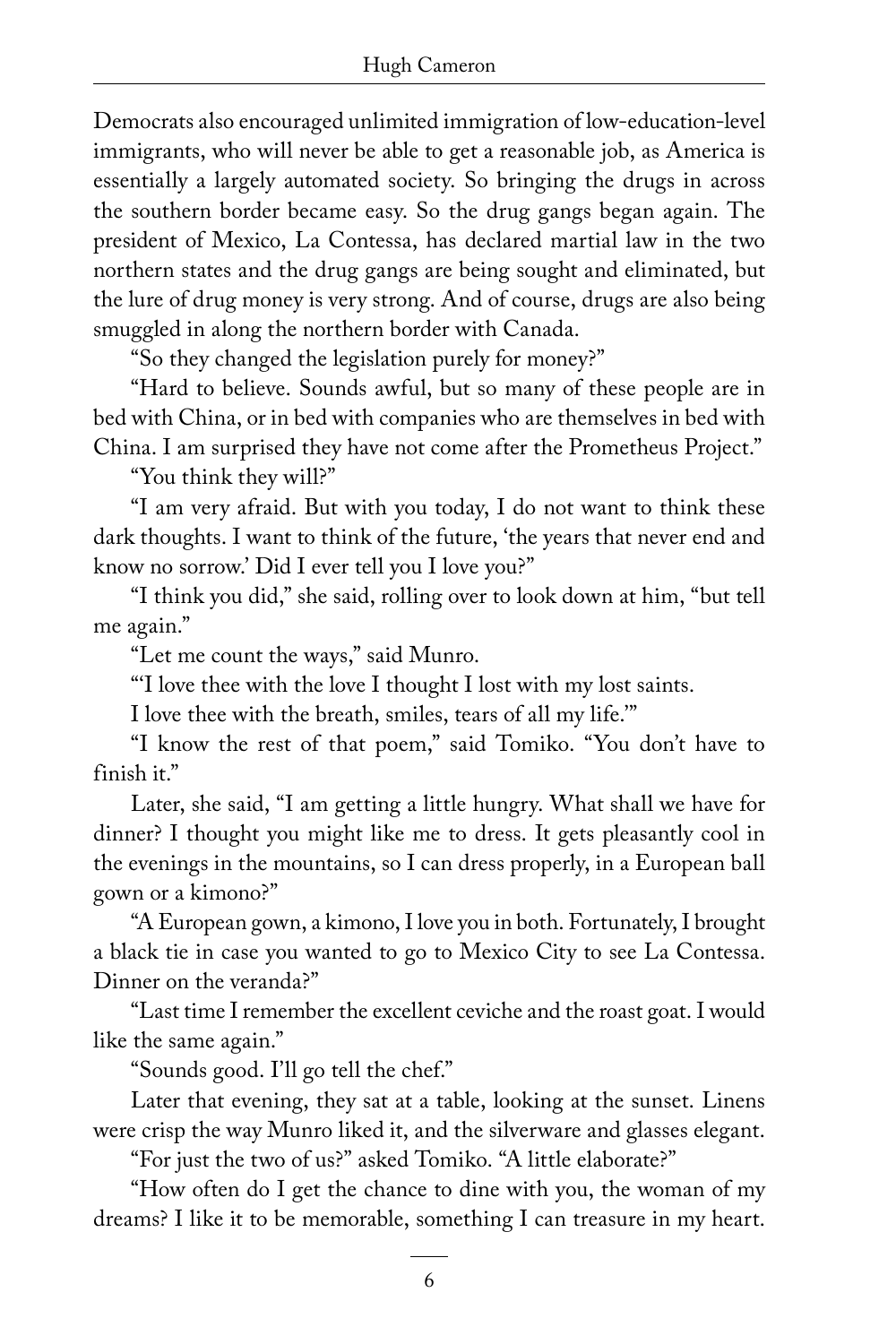Democrats also encouraged unlimited immigration of low-education-level immigrants, who will never be able to get a reasonable job, as America is essentially a largely automated society. So bringing the drugs in across the southern border became easy. So the drug gangs began again. The president of Mexico, La Contessa, has declared martial law in the two northern states and the drug gangs are being sought and eliminated, but the lure of drug money is very strong. And of course, drugs are also being smuggled in along the northern border with Canada.

"So they changed the legislation purely for money?"

"Hard to believe. Sounds awful, but so many of these people are in bed with China, or in bed with companies who are themselves in bed with China. I am surprised they have not come after the Prometheus Project."

"You think they will?"

"I am very afraid. But with you today, I do not want to think these dark thoughts. I want to think of the future, 'the years that never end and know no sorrow.' Did I ever tell you I love you?"

"I think you did," she said, rolling over to look down at him, "but tell me again."

"Let me count the ways," said Munro.

"'I love thee with the love I thought I lost with my lost saints.

I love thee with the breath, smiles, tears of all my life.'"

"I know the rest of that poem," said Tomiko. "You don't have to finish it."

Later, she said, "I am getting a little hungry. What shall we have for dinner? I thought you might like me to dress. It gets pleasantly cool in the evenings in the mountains, so I can dress properly, in a European ball gown or a kimono?"

"A European gown, a kimono, I love you in both. Fortunately, I brought a black tie in case you wanted to go to Mexico City to see La Contessa. Dinner on the veranda?"

"Last time I remember the excellent ceviche and the roast goat. I would like the same again."

"Sounds good. I'll go tell the chef."

Later that evening, they sat at a table, looking at the sunset. Linens were crisp the way Munro liked it, and the silverware and glasses elegant.

"For just the two of us?" asked Tomiko. "A little elaborate?"

"How often do I get the chance to dine with you, the woman of my dreams? I like it to be memorable, something I can treasure in my heart.